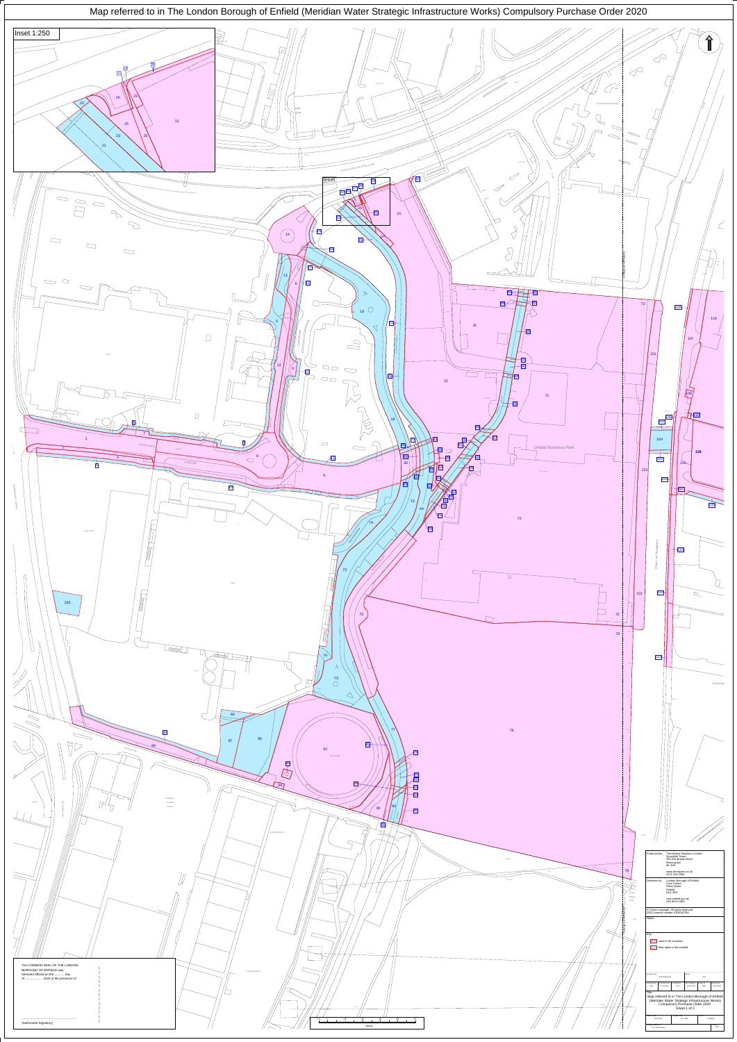# Map referred to in The London Borough of Enfield (Meridian Water Strategic Infrastructure Works) Compulsory Purchase Order 2020

Inset 1:250

Inset

Orbital Business Park

The COMMON SEAL OF THE LONDON BOROUGH OF ENFIELD was hereunto affixed on the ........... day of ................. 2020 in the presence of

(Authorised Signatory)

Produced by: TerraQuest Solutions Limited
Quayside Tower
252-260 Broad Street
Birmingham
B1 2HF

www.terraquest.co.uk
0121 234 1300

Delivered for: London Borough of Enfield
Civic Centre
Silver Street
Enfield
EN1 3XA

www.enfield.gov.uk
020 8379 1000

© Crown copyright. All rights reserved.
2020 Licence number 0100019820

Notes:

Key:

Land to be acquired

New rights to be created

Map referred to in The London Borough of Enfield (Meridian Water Strategic Infrastructure Works) Compulsory Purchase Order 2020
Sheet 1 of 2

Metres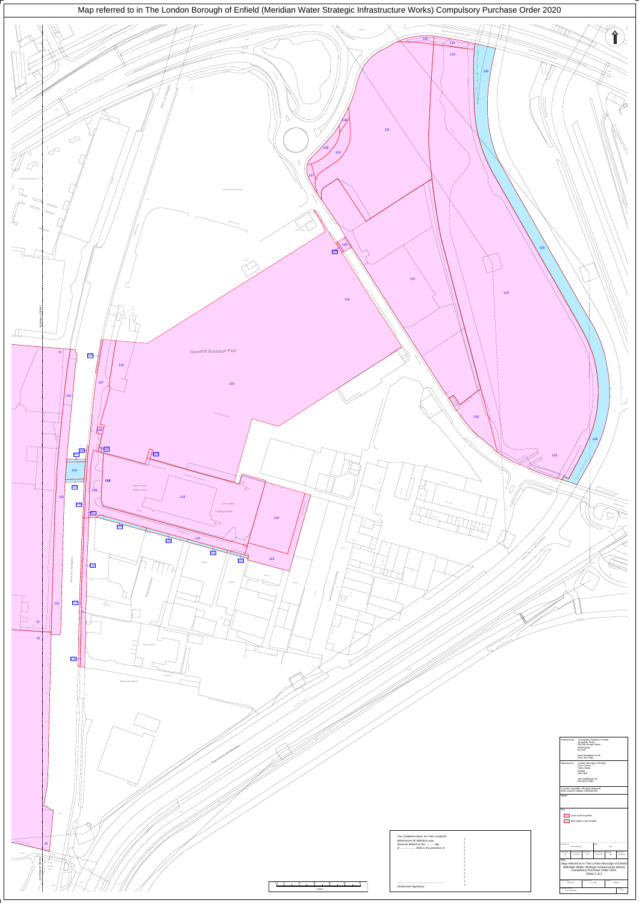# Map referred to in The London Borough of Enfield (Meridian Water Strategic Infrastructure Works) Compulsory Purchase Order 2020

Stonehill Business Park

Lea Valley Trading Estate

River Lee Navigation

Produced by: TerraQuest Solutions Limited
Quayside Tower
252-260 Broad Street
Birmingham
B1 2HF

www.terraquest.co.uk
0121 234 1300

Delivered to: London Borough of Enfield
Civic Centre
Silver Street
Enfield
EN1 3XA

new.enfield.gov.uk
020 8379 1000

© Crown copyright. All rights reserved.
2020 Licence number 100019820

Notes:

Key:

Land to be acquired

New rights to be created

Map referred to in The London Borough of Enfield (Meridian Water Strategic Infrastructure Works) Compulsory Purchase Order 2020
Sheet 2 of 2

The COMMON SEAL OF THE LONDON BOROUGH OF ENFIELD was hereunto affixed on the ........... day of .................. 2020 in the presence of

.............................................................................

(Authorised Signatory)

Metres